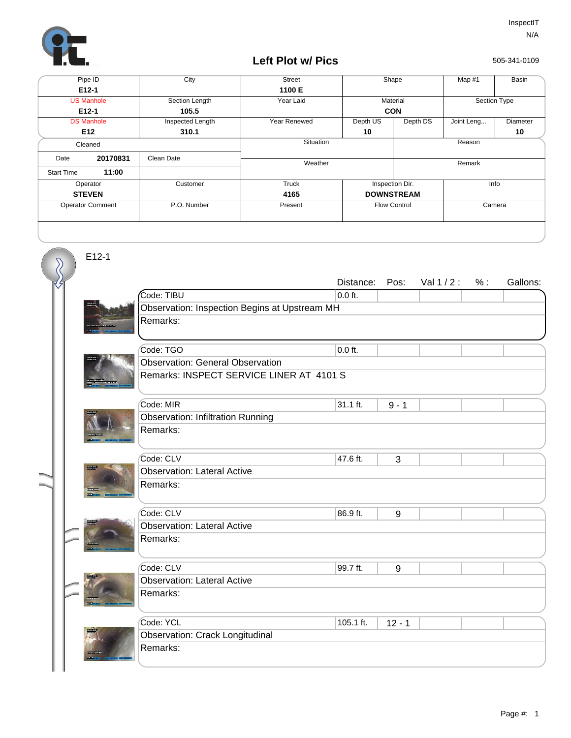InspectIT
N/A

505-341-0109

# Left Plot w/ Pics

| Pipe ID | City | Street | Shape | | Map #1 | Basin |
|---|---|---|---|---|---|---|
| **E12-1** | | **1100 E** | | | | |
| US Manhole | Section Length | Year Laid | Material | | Section Type | |
| **E12-1** | **105.5** | | **CON** | | | |
| DS Manhole | Inspected Length | Year Renewed | Depth US | Depth DS | Joint Leng... | Diameter |
| **E12** | **310.1** | | **10** | | | **10** |
| Cleaned | | Situation | | Reason | | |
| Date **20170831** | Clean Date | Weather | | Remark | | |
| Start Time **11:00** | | | | | | |
| Operator | Customer | Truck | Inspection Dir. | | Info | |
| **STEVEN** | | **4165** | **DOWNSTREAM** | | | |
| Operator Comment | P.O. Number | Present | Flow Control | | Camera | |

E12-1

| Code | Distance: | Pos: | Val 1 / 2 : | % : | Gallons: |
|---|---|---|---|---|---|
| Code: TIBU | 0.0 ft. | | | | |
| Observation: Inspection Begins at Upstream MH | | | | | |
| Remarks: | | | | | |
| Code: TGO | 0.0 ft. | | | | |
| Observation: General Observation | | | | | |
| Remarks: INSPECT SERVICE LINER AT 4101 S | | | | | |
| Code: MIR | 31.1 ft. | 9 - 1 | | | |
| Observation: Infiltration Running | | | | | |
| Remarks: | | | | | |
| Code: CLV | 47.6 ft. | 3 | | | |
| Observation: Lateral Active | | | | | |
| Remarks: | | | | | |
| Code: CLV | 86.9 ft. | 9 | | | |
| Observation: Lateral Active | | | | | |
| Remarks: | | | | | |
| Code: CLV | 99.7 ft. | 9 | | | |
| Observation: Lateral Active | | | | | |
| Remarks: | | | | | |
| Code: YCL | 105.1 ft. | 12 - 1 | | | |
| Observation: Crack Longitudinal | | | | | |
| Remarks: | | | | | |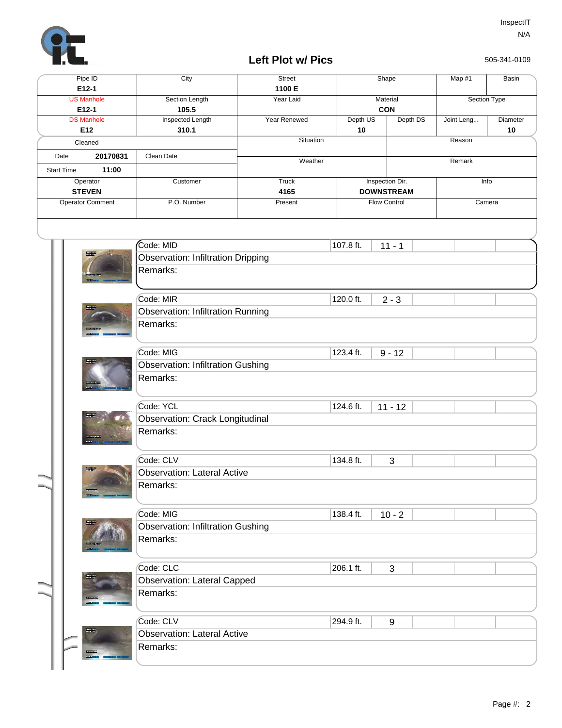## Left Plot w/ Pics

InspectIT
N/A
505-341-0109

| Pipe ID | City | Street | Shape | | Map #1 | Basin |
|---|---|---|---|---|---|---|
| **E12-1** | | **1100 E** | | | | |
| US Manhole | Section Length | Year Laid | Material | | Section Type | |
| **E12-1** | **105.5** | | **CON** | | | |
| DS Manhole | Inspected Length | Year Renewed | Depth US | Depth DS | Joint Leng... | Diameter |
| **E12** | **310.1** | | **10** | | | **10** |

| Cleaned | | Situation | Reason |
|---|---|---|---|
| Date **20170831** | Clean Date | Weather | Remark |
| Start Time **11:00** | | | |

| Operator | Customer | Truck | Inspection Dir. | Info |
|---|---|---|---|---|
| **STEVEN** | | **4165** | **DOWNSTREAM** | |
| Operator Comment | P.O. Number | Present | Flow Control | Camera |

| Code | Distance | Clock | Observation | Remarks |
|---|---|---|---|---|
| MID | 107.8 ft. | 11 - 1 | Infiltration Dripping | |
| MIR | 120.0 ft. | 2 - 3 | Infiltration Running | |
| MIG | 123.4 ft. | 9 - 12 | Infiltration Gushing | |
| YCL | 124.6 ft. | 11 - 12 | Crack Longitudinal | |
| CLV | 134.8 ft. | 3 | Lateral Active | |
| MIG | 138.4 ft. | 10 - 2 | Infiltration Gushing | |
| CLC | 206.1 ft. | 3 | Lateral Capped | |
| CLV | 294.9 ft. | 9 | Lateral Active | |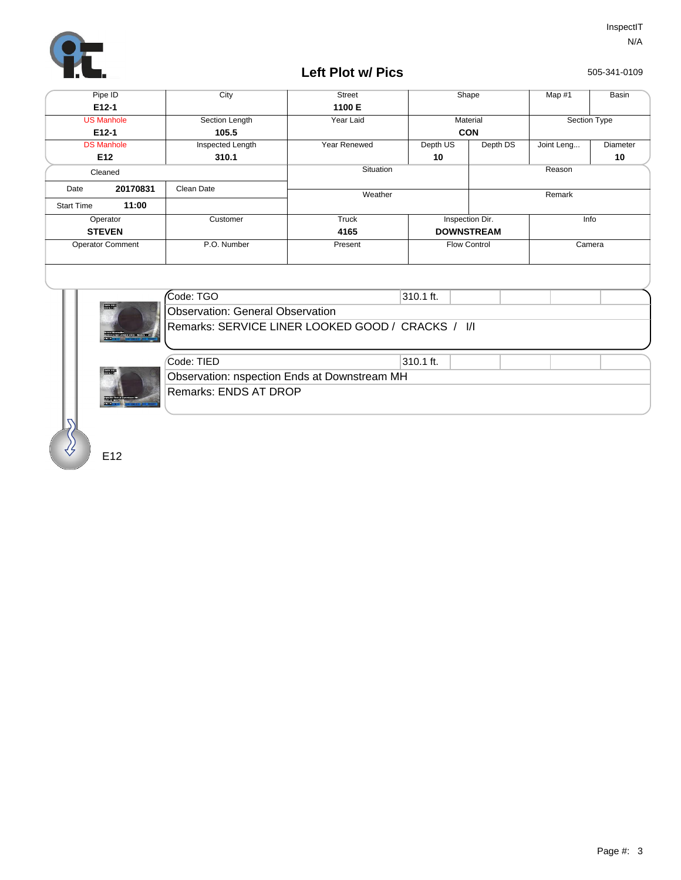InspectIT
N/A

# Left Plot w/ Pics

505-341-0109

| Pipe ID | City | Street | Shape | | Map #1 | Basin |
|---|---|---|---|---|---|---|
| E12-1 | | 1100 E | | | | |
| US Manhole | Section Length | Year Laid | Material | | Section Type | |
| E12-1 | 105.5 | | CON | | | |
| DS Manhole | Inspected Length | Year Renewed | Depth US | Depth DS | Joint Leng... | Diameter |
| E12 | 310.1 | | 10 | | | 10 |

| Cleaned | | Situation | Reason |
|---|---|---|---|
| Date 20170831 | Clean Date | Weather | Remark |
| Start Time 11:00 | | | |

| Operator | Customer | Truck | Inspection Dir. | Info |
|---|---|---|---|---|
| STEVEN | | 4165 | DOWNSTREAM | |
| Operator Comment | P.O. Number | Present | Flow Control | Camera |

| Code: TGO | 310.1 ft. |
|---|---|
| Observation: General Observation | |
| Remarks: SERVICE LINER LOOKED GOOD / CRACKS / I/I | |

| Code: TIED | 310.1 ft. |
|---|---|
| Observation: nspection Ends at Downstream MH | |
| Remarks: ENDS AT DROP | |

E12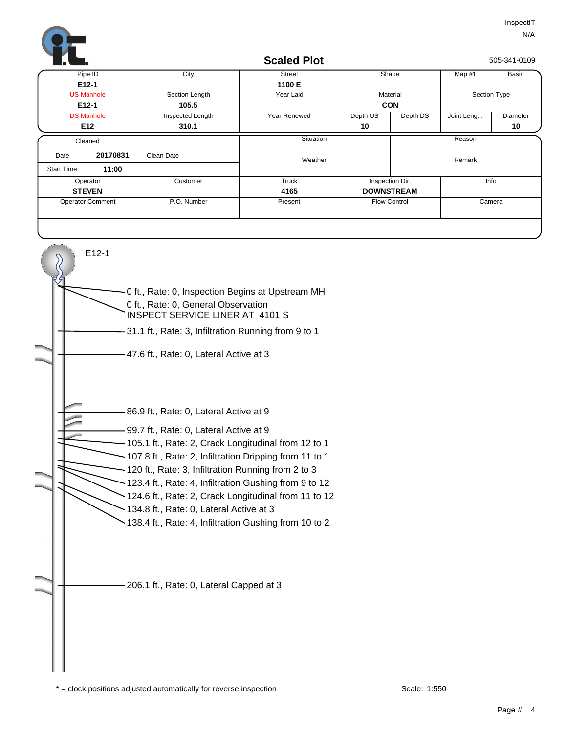InspectIT

N/A

# Scaled Plot

505-341-0109

| Pipe ID | City | Street | Shape | | Map #1 | Basin |
|---|---|---|---|---|---|---|
| **E12-1** | | **1100 E** | | | | |
| US Manhole | Section Length | Year Laid | Material | | Section Type | |
| **E12-1** | **105.5** | | **CON** | | | |
| DS Manhole | Inspected Length | Year Renewed | Depth US | Depth DS | Joint Leng... | Diameter |
| **E12** | **310.1** | | **10** | | | **10** |

| Cleaned | | | Situation | Reason |
|---|---|---|---|---|
| Date | **20170831** | Clean Date | Weather | Remark |
| Start Time | **11:00** | | | |

| Operator | Customer | Truck | Inspection Dir. | Info |
|---|---|---|---|---|
| **STEVEN** | | **4165** | **DOWNSTREAM** | |
| Operator Comment | P.O. Number | Present | Flow Control | Camera |

E12-1

- 0 ft., Rate: 0, Inspection Begins at Upstream MH
- 0 ft., Rate: 0, General Observation INSPECT SERVICE LINER AT 4101 S
- 31.1 ft., Rate: 3, Infiltration Running from 9 to 1
- 47.6 ft., Rate: 0, Lateral Active at 3
- 86.9 ft., Rate: 0, Lateral Active at 9
- 99.7 ft., Rate: 0, Lateral Active at 9
- 105.1 ft., Rate: 2, Crack Longitudinal from 12 to 1
- 107.8 ft., Rate: 2, Infiltration Dripping from 11 to 1
- 120 ft., Rate: 3, Infiltration Running from 2 to 3
- 123.4 ft., Rate: 4, Infiltration Gushing from 9 to 12
- 124.6 ft., Rate: 2, Crack Longitudinal from 11 to 12
- 134.8 ft., Rate: 0, Lateral Active at 3
- 138.4 ft., Rate: 4, Infiltration Gushing from 10 to 2
- 206.1 ft., Rate: 0, Lateral Capped at 3

* = clock positions adjusted automatically for reverse inspection

Scale: 1:550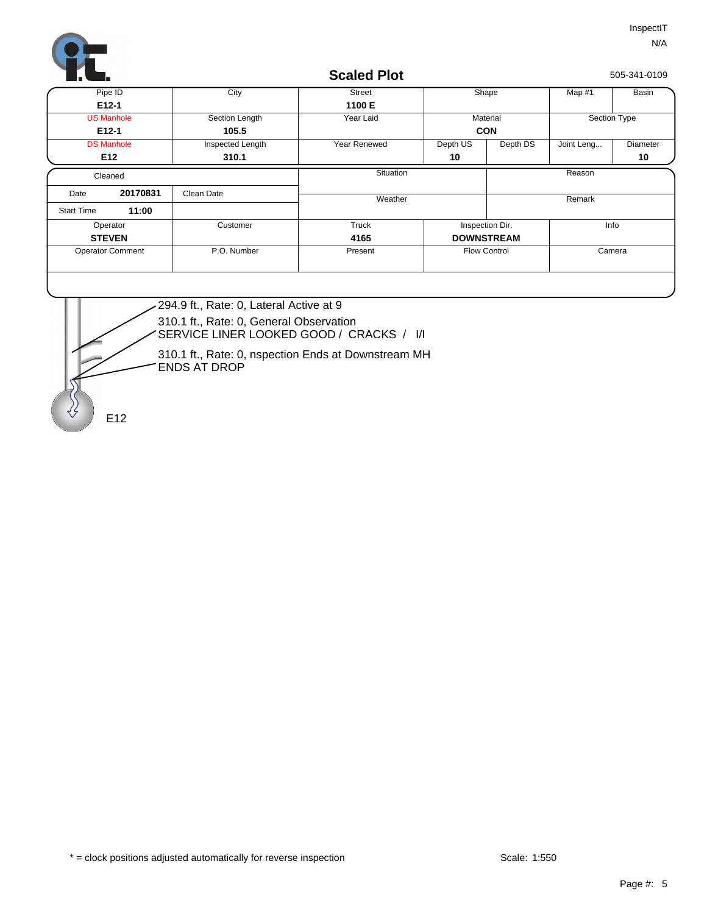InspectIT
N/A

# Scaled Plot

505-341-0109

| Pipe ID | City | Street | Shape | | Map #1 | Basin |
|---|---|---|---|---|---|---|
| E12-1 | | 1100 E | | | | |
| US Manhole | Section Length | Year Laid | Material | | Section Type | |
| E12-1 | 105.5 | | CON | | | |
| DS Manhole | Inspected Length | Year Renewed | Depth US | Depth DS | Joint Leng... | Diameter |
| E12 | 310.1 | | 10 | | | 10 |

| Cleaned | | Situation | Reason |
|---|---|---|---|
| Date 20170831 | Clean Date | Weather | Remark |
| Start Time 11:00 | | | |

| Operator | Customer | Truck | Inspection Dir. | Info |
|---|---|---|---|---|
| STEVEN | | 4165 | DOWNSTREAM | |
| Operator Comment | P.O. Number | Present | Flow Control | Camera |
| | | | | |

294.9 ft., Rate: 0, Lateral Active at 9

310.1 ft., Rate: 0, General Observation
SERVICE LINER LOOKED GOOD / CRACKS / I/I

310.1 ft., Rate: 0, nspection Ends at Downstream MH
ENDS AT DROP

E12

* = clock positions adjusted automatically for reverse inspection

Scale: 1:550